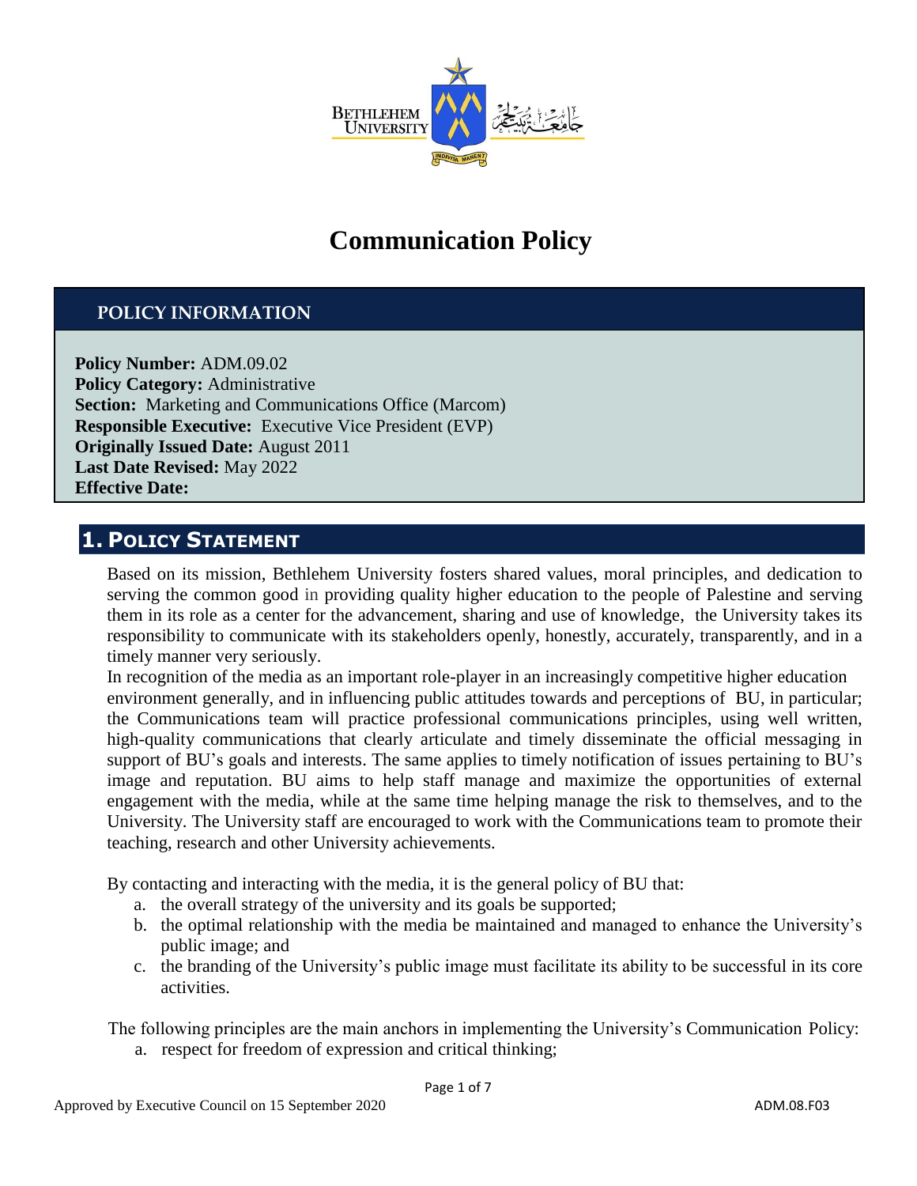# Communication Policy

## POLICY INFORMATION

**Policy Number:** ADM.09.02
**Policy Category:** Administrative
**Section:** Marketing and Communications Office (Marcom)
**Responsible Executive:** Executive Vice President (EVP)
**Originally Issued Date:** August 2011
**Last Date Revised:** May 2022
**Effective Date:**

## 1. Policy Statement

Based on its mission, Bethlehem University fosters shared values, moral principles, and dedication to serving the common good in providing quality higher education to the people of Palestine and serving them in its role as a center for the advancement, sharing and use of knowledge, the University takes its responsibility to communicate with its stakeholders openly, honestly, accurately, transparently, and in a timely manner very seriously.

In recognition of the media as an important role-player in an increasingly competitive higher education environment generally, and in influencing public attitudes towards and perceptions of BU, in particular; the Communications team will practice professional communications principles, using well written, high-quality communications that clearly articulate and timely disseminate the official messaging in support of BU's goals and interests. The same applies to timely notification of issues pertaining to BU's image and reputation. BU aims to help staff manage and maximize the opportunities of external engagement with the media, while at the same time helping manage the risk to themselves, and to the University. The University staff are encouraged to work with the Communications team to promote their teaching, research and other University achievements.

By contacting and interacting with the media, it is the general policy of BU that:

a. the overall strategy of the university and its goals be supported;
b. the optimal relationship with the media be maintained and managed to enhance the University's public image; and
c. the branding of the University's public image must facilitate its ability to be successful in its core activities.

The following principles are the main anchors in implementing the University's Communication Policy:

a. respect for freedom of expression and critical thinking;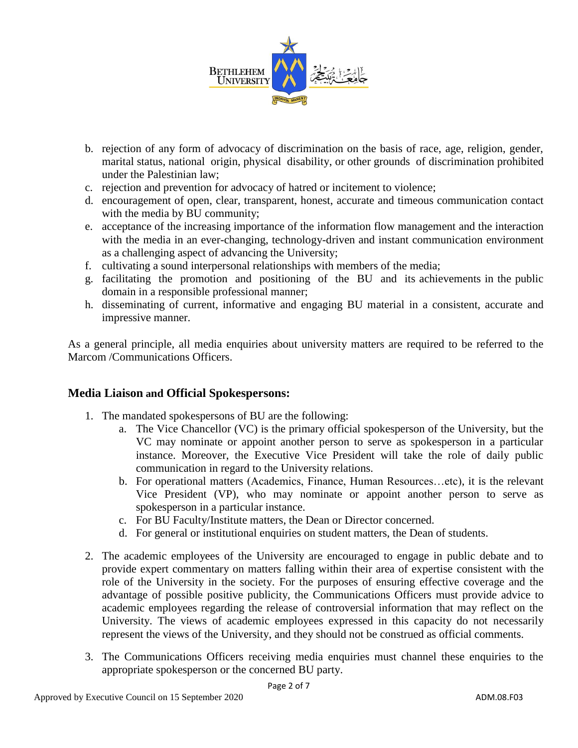b. rejection of any form of advocacy of discrimination on the basis of race, age, religion, gender, marital status, national origin, physical disability, or other grounds of discrimination prohibited under the Palestinian law;
c. rejection and prevention for advocacy of hatred or incitement to violence;
d. encouragement of open, clear, transparent, honest, accurate and timeous communication contact with the media by BU community;
e. acceptance of the increasing importance of the information flow management and the interaction with the media in an ever-changing, technology-driven and instant communication environment as a challenging aspect of advancing the University;
f. cultivating a sound interpersonal relationships with members of the media;
g. facilitating the promotion and positioning of the BU and its achievements in the public domain in a responsible professional manner;
h. disseminating of current, informative and engaging BU material in a consistent, accurate and impressive manner.

As a general principle, all media enquiries about university matters are required to be referred to the Marcom /Communications Officers.

## Media Liaison and Official Spokespersons:

1. The mandated spokespersons of BU are the following:
   a. The Vice Chancellor (VC) is the primary official spokesperson of the University, but the VC may nominate or appoint another person to serve as spokesperson in a particular instance. Moreover, the Executive Vice President will take the role of daily public communication in regard to the University relations.
   b. For operational matters (Academics, Finance, Human Resources…etc), it is the relevant Vice President (VP), who may nominate or appoint another person to serve as spokesperson in a particular instance.
   c. For BU Faculty/Institute matters, the Dean or Director concerned.
   d. For general or institutional enquiries on student matters, the Dean of students.

2. The academic employees of the University are encouraged to engage in public debate and to provide expert commentary on matters falling within their area of expertise consistent with the role of the University in the society. For the purposes of ensuring effective coverage and the advantage of possible positive publicity, the Communications Officers must provide advice to academic employees regarding the release of controversial information that may reflect on the University. The views of academic employees expressed in this capacity do not necessarily represent the views of the University, and they should not be construed as official comments.

3. The Communications Officers receiving media enquiries must channel these enquiries to the appropriate spokesperson or the concerned BU party.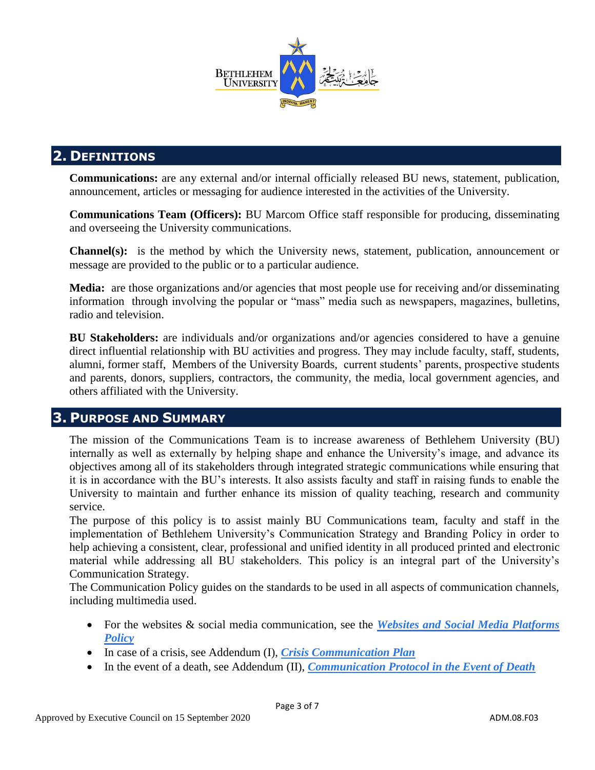## 2. Definitions

**Communications:** are any external and/or internal officially released BU news, statement, publication, announcement, articles or messaging for audience interested in the activities of the University.

**Communications Team (Officers):** BU Marcom Office staff responsible for producing, disseminating and overseeing the University communications.

**Channel(s):** is the method by which the University news, statement, publication, announcement or message are provided to the public or to a particular audience.

**Media:** are those organizations and/or agencies that most people use for receiving and/or disseminating information through involving the popular or "mass" media such as newspapers, magazines, bulletins, radio and television.

**BU Stakeholders:** are individuals and/or organizations and/or agencies considered to have a genuine direct influential relationship with BU activities and progress. They may include faculty, staff, students, alumni, former staff, Members of the University Boards, current students' parents, prospective students and parents, donors, suppliers, contractors, the community, the media, local government agencies, and others affiliated with the University.

## 3. Purpose and Summary

The mission of the Communications Team is to increase awareness of Bethlehem University (BU) internally as well as externally by helping shape and enhance the University's image, and advance its objectives among all of its stakeholders through integrated strategic communications while ensuring that it is in accordance with the BU's interests. It also assists faculty and staff in raising funds to enable the University to maintain and further enhance its mission of quality teaching, research and community service.

The purpose of this policy is to assist mainly BU Communications team, faculty and staff in the implementation of Bethlehem University's Communication Strategy and Branding Policy in order to help achieving a consistent, clear, professional and unified identity in all produced printed and electronic material while addressing all BU stakeholders. This policy is an integral part of the University's Communication Strategy.

The Communication Policy guides on the standards to be used in all aspects of communication channels, including multimedia used.

- For the websites & social media communication, see the ***Websites and Social Media Platforms Policy***
- In case of a crisis, see Addendum (I), ***Crisis Communication Plan***
- In the event of a death, see Addendum (II), ***Communication Protocol in the Event of Death***

Approved by Executive Council on 15 September 2020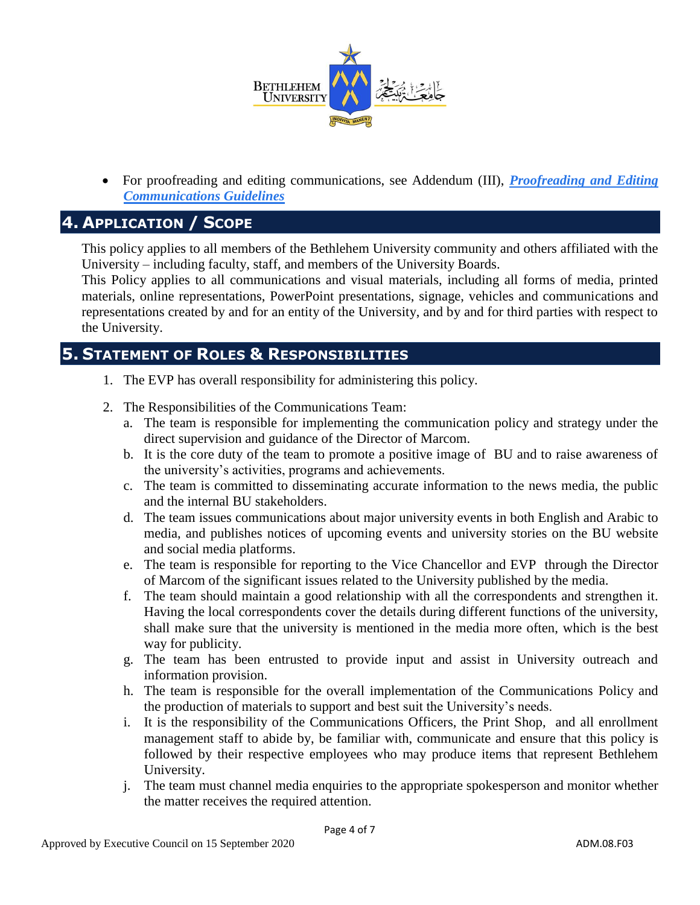- For proofreading and editing communications, see Addendum (III), ***Proofreading and Editing Communications Guidelines***

## 4. Application / Scope

This policy applies to all members of the Bethlehem University community and others affiliated with the University – including faculty, staff, and members of the University Boards.

This Policy applies to all communications and visual materials, including all forms of media, printed materials, online representations, PowerPoint presentations, signage, vehicles and communications and representations created by and for an entity of the University, and by and for third parties with respect to the University.

## 5. Statement of Roles & Responsibilities

1. The EVP has overall responsibility for administering this policy.
2. The Responsibilities of the Communications Team:
   a. The team is responsible for implementing the communication policy and strategy under the direct supervision and guidance of the Director of Marcom.
   b. It is the core duty of the team to promote a positive image of BU and to raise awareness of the university's activities, programs and achievements.
   c. The team is committed to disseminating accurate information to the news media, the public and the internal BU stakeholders.
   d. The team issues communications about major university events in both English and Arabic to media, and publishes notices of upcoming events and university stories on the BU website and social media platforms.
   e. The team is responsible for reporting to the Vice Chancellor and EVP through the Director of Marcom of the significant issues related to the University published by the media.
   f. The team should maintain a good relationship with all the correspondents and strengthen it. Having the local correspondents cover the details during different functions of the university, shall make sure that the university is mentioned in the media more often, which is the best way for publicity.
   g. The team has been entrusted to provide input and assist in University outreach and information provision.
   h. The team is responsible for the overall implementation of the Communications Policy and the production of materials to support and best suit the University's needs.
   i. It is the responsibility of the Communications Officers, the Print Shop, and all enrollment management staff to abide by, be familiar with, communicate and ensure that this policy is followed by their respective employees who may produce items that represent Bethlehem University.
   j. The team must channel media enquiries to the appropriate spokesperson and monitor whether the matter receives the required attention.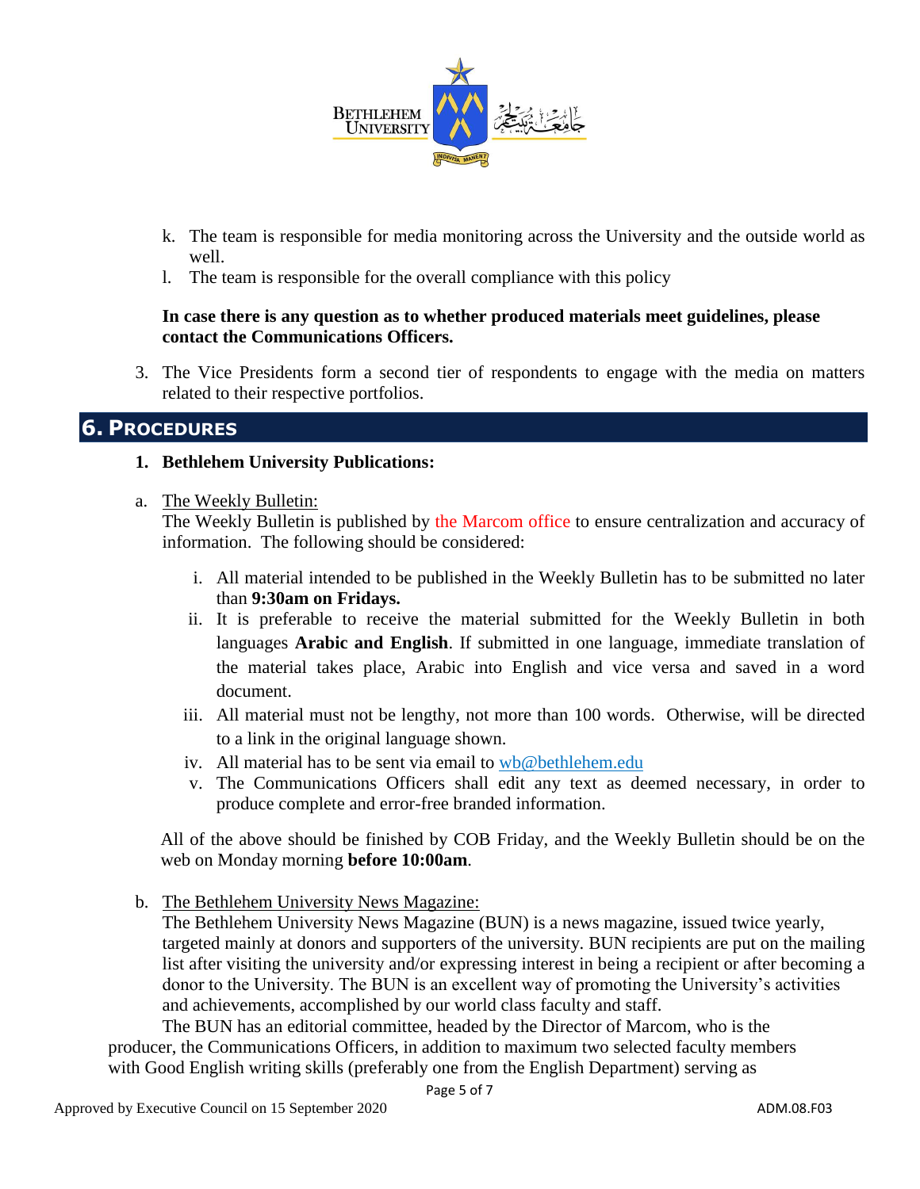k. The team is responsible for media monitoring across the University and the outside world as well.
l. The team is responsible for the overall compliance with this policy

**In case there is any question as to whether produced materials meet guidelines, please contact the Communications Officers.**

3. The Vice Presidents form a second tier of respondents to engage with the media on matters related to their respective portfolios.

## 6. Procedures

1. **Bethlehem University Publications:**

a. The Weekly Bulletin:
The Weekly Bulletin is published by the Marcom office to ensure centralization and accuracy of information. The following should be considered:

i. All material intended to be published in the Weekly Bulletin has to be submitted no later than **9:30am on Fridays.**
ii. It is preferable to receive the material submitted for the Weekly Bulletin in both languages **Arabic and English**. If submitted in one language, immediate translation of the material takes place, Arabic into English and vice versa and saved in a word document.
iii. All material must not be lengthy, not more than 100 words. Otherwise, will be directed to a link in the original language shown.
iv. All material has to be sent via email to wb@bethlehem.edu
v. The Communications Officers shall edit any text as deemed necessary, in order to produce complete and error-free branded information.

All of the above should be finished by COB Friday, and the Weekly Bulletin should be on the web on Monday morning **before 10:00am**.

b. The Bethlehem University News Magazine:
The Bethlehem University News Magazine (BUN) is a news magazine, issued twice yearly, targeted mainly at donors and supporters of the university. BUN recipients are put on the mailing list after visiting the university and/or expressing interest in being a recipient or after becoming a donor to the University. The BUN is an excellent way of promoting the University's activities and achievements, accomplished by our world class faculty and staff.
The BUN has an editorial committee, headed by the Director of Marcom, who is the producer, the Communications Officers, in addition to maximum two selected faculty members with Good English writing skills (preferably one from the English Department) serving as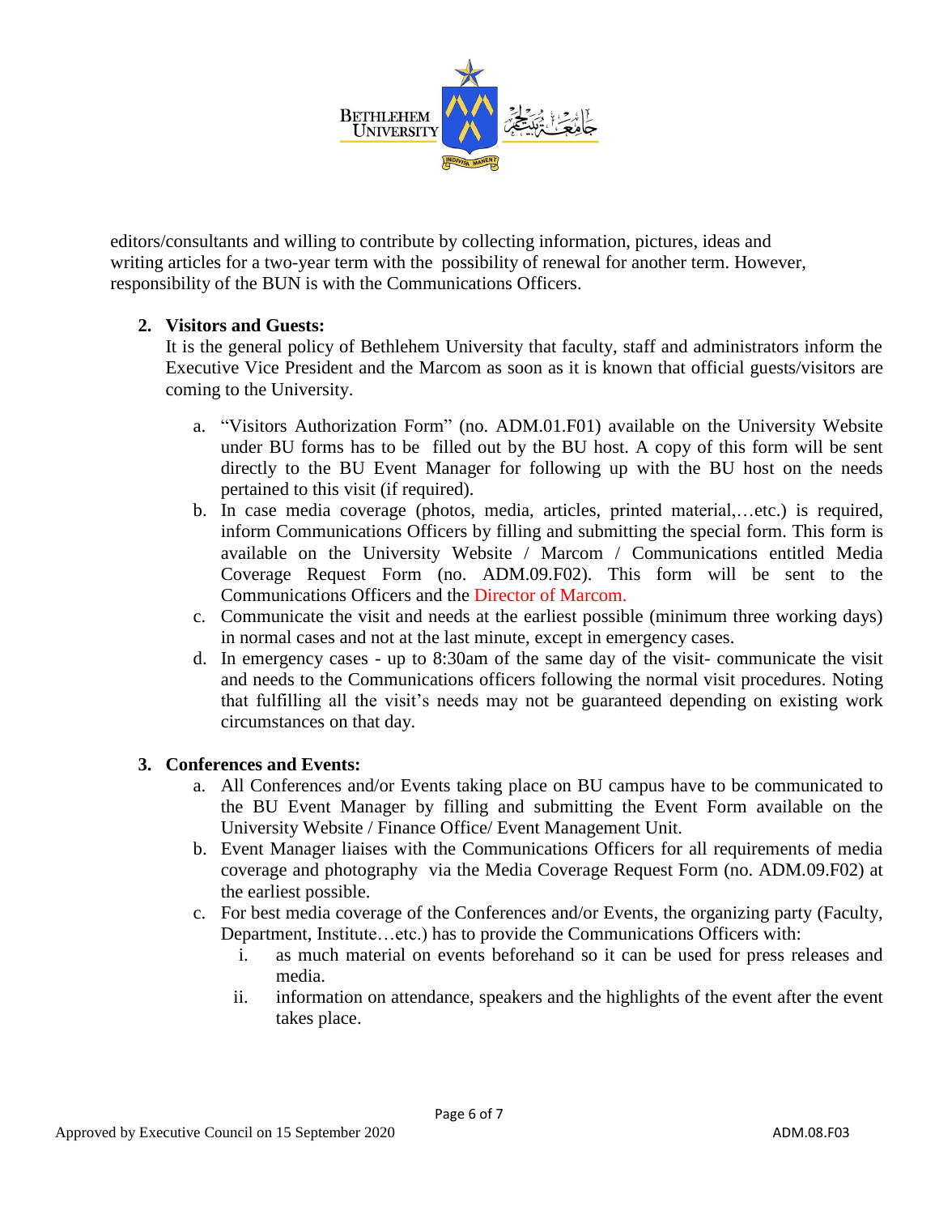editors/consultants and willing to contribute by collecting information, pictures, ideas and writing articles for a two-year term with the possibility of renewal for another term. However, responsibility of the BUN is with the Communications Officers.

2. **Visitors and Guests:**

   It is the general policy of Bethlehem University that faculty, staff and administrators inform the Executive Vice President and the Marcom as soon as it is known that official guests/visitors are coming to the University.

   a. "Visitors Authorization Form" (no. ADM.01.F01) available on the University Website under BU forms has to be filled out by the BU host. A copy of this form will be sent directly to the BU Event Manager for following up with the BU host on the needs pertained to this visit (if required).
   b. In case media coverage (photos, media, articles, printed material,…etc.) is required, inform Communications Officers by filling and submitting the special form. This form is available on the University Website / Marcom / Communications entitled Media Coverage Request Form (no. ADM.09.F02). This form will be sent to the Communications Officers and the Director of Marcom.
   c. Communicate the visit and needs at the earliest possible (minimum three working days) in normal cases and not at the last minute, except in emergency cases.
   d. In emergency cases - up to 8:30am of the same day of the visit- communicate the visit and needs to the Communications officers following the normal visit procedures. Noting that fulfilling all the visit's needs may not be guaranteed depending on existing work circumstances on that day.

3. **Conferences and Events:**

   a. All Conferences and/or Events taking place on BU campus have to be communicated to the BU Event Manager by filling and submitting the Event Form available on the University Website / Finance Office/ Event Management Unit.
   b. Event Manager liaises with the Communications Officers for all requirements of media coverage and photography via the Media Coverage Request Form (no. ADM.09.F02) at the earliest possible.
   c. For best media coverage of the Conferences and/or Events, the organizing party (Faculty, Department, Institute…etc.) has to provide the Communications Officers with:
      i. as much material on events beforehand so it can be used for press releases and media.
      ii. information on attendance, speakers and the highlights of the event after the event takes place.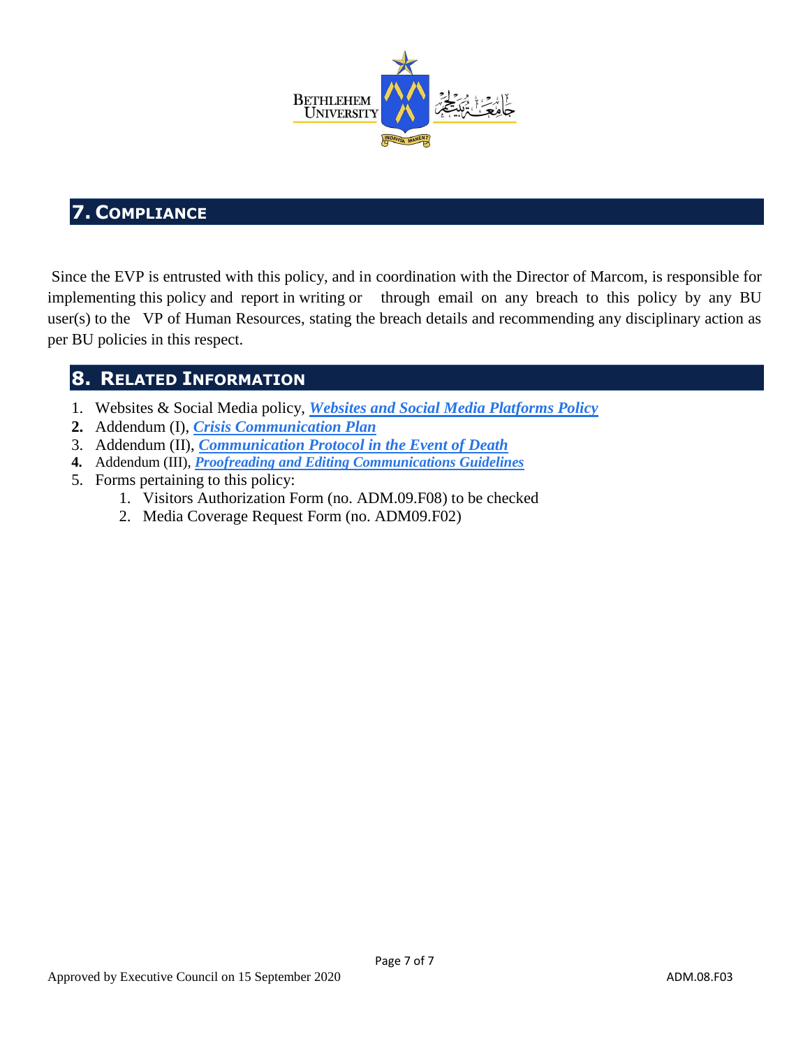## 7. Compliance

Since the EVP is entrusted with this policy, and in coordination with the Director of Marcom, is responsible for implementing this policy and report in writing or through email on any breach to this policy by any BU user(s) to the VP of Human Resources, stating the breach details and recommending any disciplinary action as per BU policies in this respect.

## 8. Related Information

1. Websites & Social Media policy, ***Websites and Social Media Platforms Policy***
2. Addendum (I), ***Crisis Communication Plan***
3. Addendum (II), ***Communication Protocol in the Event of Death***
4. Addendum (III), ***Proofreading and Editing Communications Guidelines***
5. Forms pertaining to this policy:
    1. Visitors Authorization Form (no. ADM.09.F08) to be checked
    2. Media Coverage Request Form (no. ADM09.F02)

Approved by Executive Council on 15 September 2020

ADM.08.F03